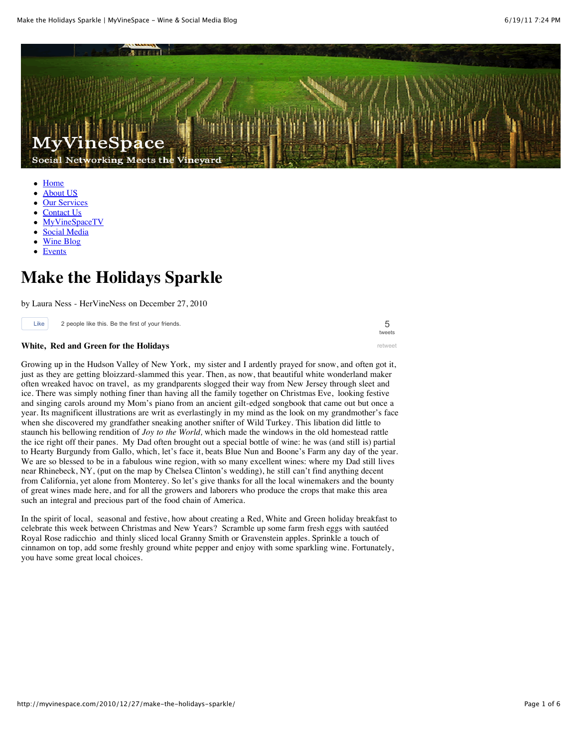MyVineSpace

Social Networking Meets the Vineyard

- Home
- About US
- Our Services
- Contact Us
- MyVineSpaceTV
- Social Media
- Wine Blog
- Events

# Make the Holidays Sparkle

by Laura Ness - HerVineNess on December 27, 2010

Like 2 people like this. Be the first of your friends.

5 tweets

retweet

**White, Red and Green for the Holidays**

Growing up in the Hudson Valley of New York, my sister and I ardently prayed for snow, and often got it, just as they are getting bloizzard-slammed this year. Then, as now, that beautiful white wonderland maker often wreaked havoc on travel, as my grandparents slogged their way from New Jersey through sleet and ice. There was simply nothing finer than having all the family together on Christmas Eve, looking festive and singing carols around my Mom's piano from an ancient gilt-edged songbook that came out but once a year. Its magnificent illustrations are writ as everlastingly in my mind as the look on my grandmother's face when she discovered my grandfather sneaking another snifter of Wild Turkey. This libation did little to staunch his bellowing rendition of *Joy to the World,* which made the windows in the old homestead rattle the ice right off their panes. My Dad often brought out a special bottle of wine: he was (and still is) partial to Hearty Burgundy from Gallo, which, let's face it, beats Blue Nun and Boone's Farm any day of the year. We are so blessed to be in a fabulous wine region, with so many excellent wines: where my Dad still lives near Rhinebeck, NY, (put on the map by Chelsea Clinton's wedding), he still can't find anything decent from California, yet alone from Monterey. So let's give thanks for all the local winemakers and the bounty of great wines made here, and for all the growers and laborers who produce the crops that make this area such an integral and precious part of the food chain of America.

In the spirit of local, seasonal and festive, how about creating a Red, White and Green holiday breakfast to celebrate this week between Christmas and New Years? Scramble up some farm fresh eggs with sautéed Royal Rose radicchio and thinly sliced local Granny Smith or Gravenstein apples. Sprinkle a touch of cinnamon on top, add some freshly ground white pepper and enjoy with some sparkling wine. Fortunately, you have some great local choices.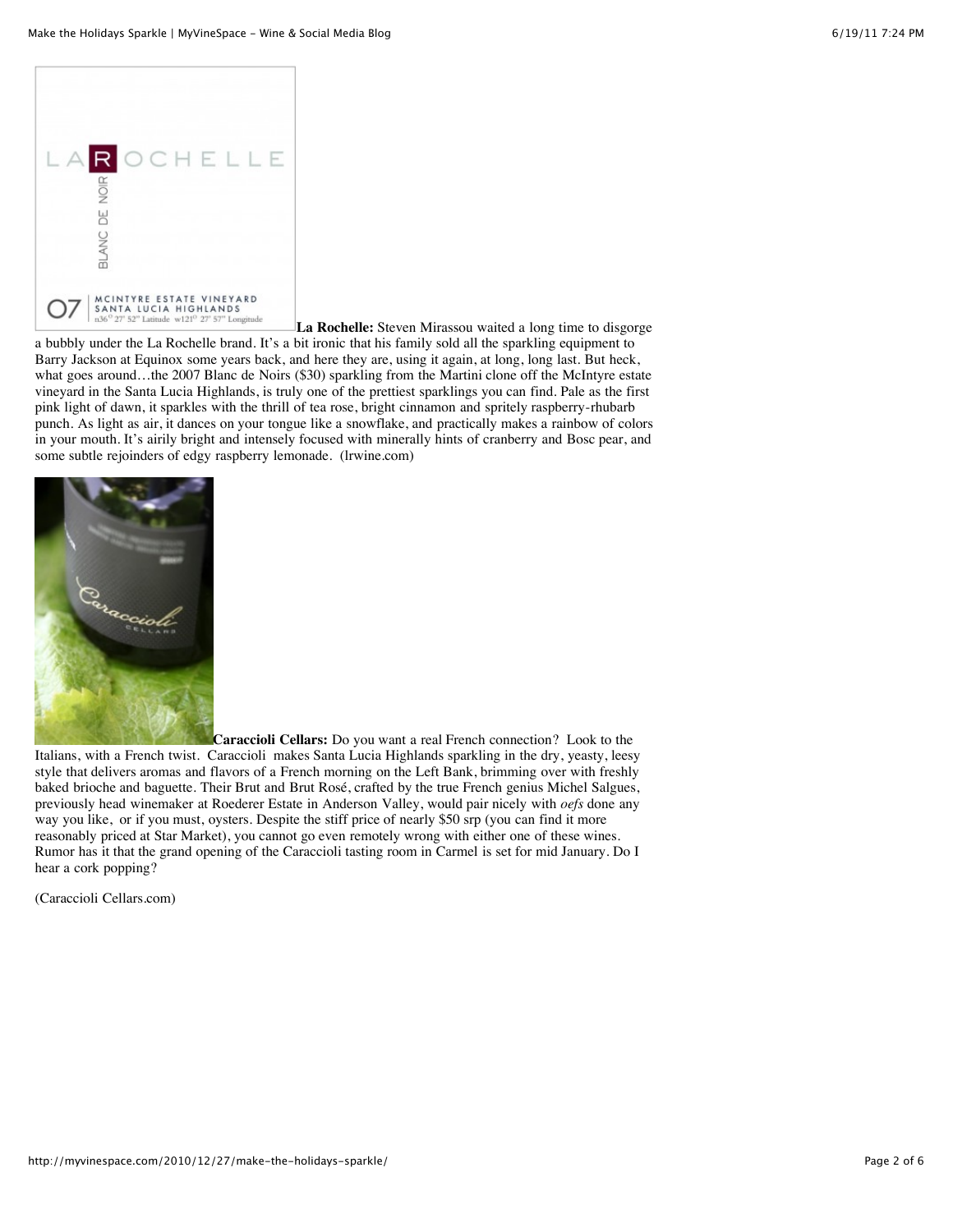**La Rochelle:** Steven Mirassou waited a long time to disgorge a bubbly under the La Rochelle brand. It's a bit ironic that his family sold all the sparkling equipment to Barry Jackson at Equinox some years back, and here they are, using it again, at long, long last. But heck, what goes around…the 2007 Blanc de Noirs ($30) sparkling from the Martini clone off the McIntyre estate vineyard in the Santa Lucia Highlands, is truly one of the prettiest sparklings you can find. Pale as the first pink light of dawn, it sparkles with the thrill of tea rose, bright cinnamon and spritely raspberry-rhubarb punch. As light as air, it dances on your tongue like a snowflake, and practically makes a rainbow of colors in your mouth. It's airily bright and intensely focused with minerally hints of cranberry and Bosc pear, and some subtle rejoinders of edgy raspberry lemonade. (lrwine.com)

**Caraccioli Cellars:** Do you want a real French connection? Look to the Italians, with a French twist. Caraccioli makes Santa Lucia Highlands sparkling in the dry, yeasty, leesy style that delivers aromas and flavors of a French morning on the Left Bank, brimming over with freshly baked brioche and baguette. Their Brut and Brut Rosé, crafted by the true French genius Michel Salgues, previously head winemaker at Roederer Estate in Anderson Valley, would pair nicely with *oefs* done any way you like, or if you must, oysters. Despite the stiff price of nearly $50 srp (you can find it more reasonably priced at Star Market), you cannot go even remotely wrong with either one of these wines. Rumor has it that the grand opening of the Caraccioli tasting room in Carmel is set for mid January. Do I hear a cork popping?

(Caraccioli Cellars.com)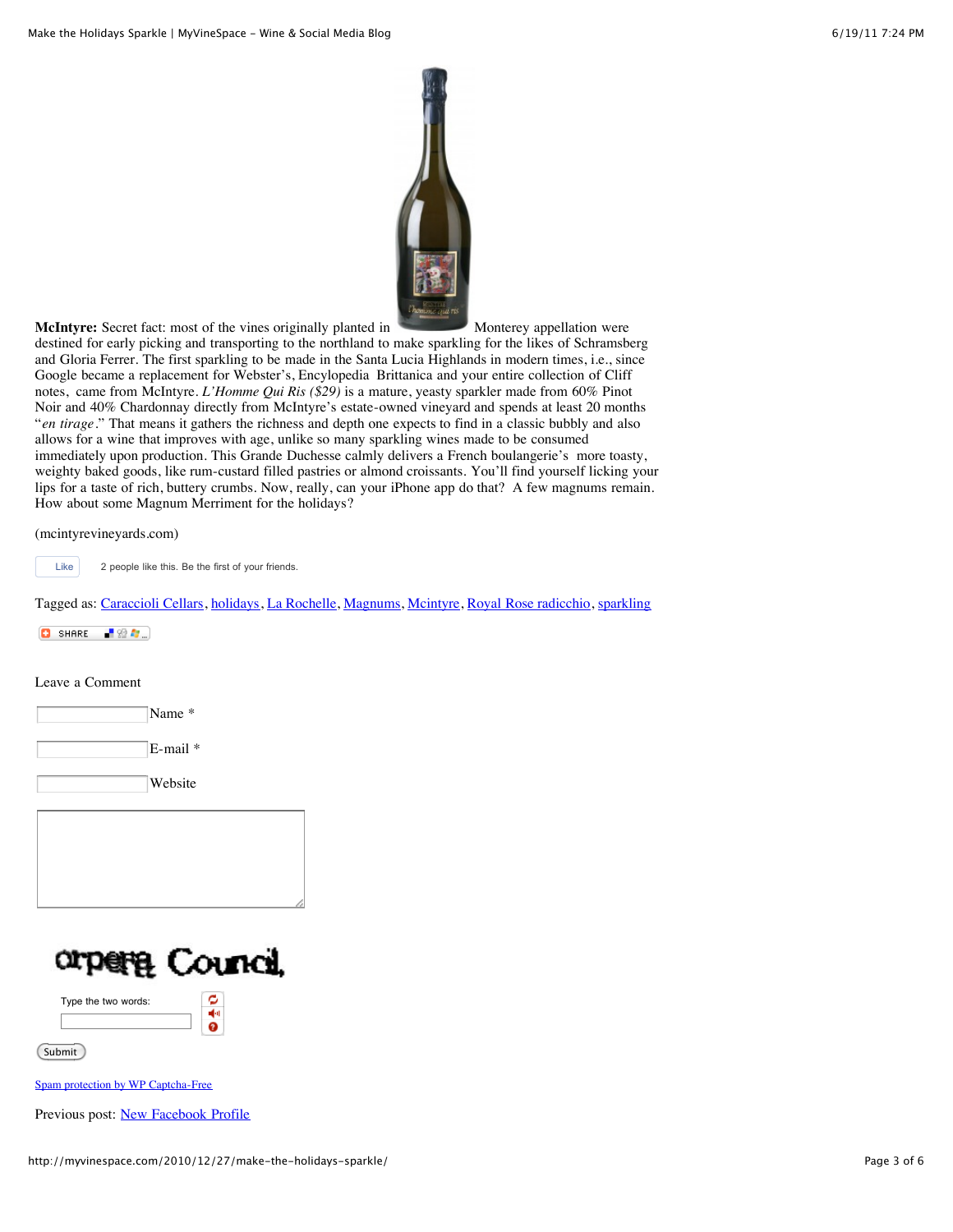**McIntyre:** Secret fact: most of the vines originally planted in Monterey appellation were destined for early picking and transporting to the northland to make sparkling for the likes of Schramsberg and Gloria Ferrer. The first sparkling to be made in the Santa Lucia Highlands in modern times, i.e., since Google became a replacement for Webster's, Encylopedia Brittanica and your entire collection of Cliff notes, came from McIntyre. *L'Homme Qui Ris ($29)* is a mature, yeasty sparkler made from 60% Pinot Noir and 40% Chardonnay directly from McIntyre's estate-owned vineyard and spends at least 20 months "*en tirage*." That means it gathers the richness and depth one expects to find in a classic bubbly and also allows for a wine that improves with age, unlike so many sparkling wines made to be consumed immediately upon production. This Grande Duchesse calmly delivers a French boulangerie's more toasty, weighty baked goods, like rum-custard filled pastries or almond croissants. You'll find yourself licking your lips for a taste of rich, buttery crumbs. Now, really, can your iPhone app do that? A few magnums remain. How about some Magnum Merriment for the holidays?

(mcintyrevineyards.com)

Like 2 people like this. Be the first of your friends.

Tagged as: Caraccioli Cellars, holidays, La Rochelle, Magnums, Mcintyre, Royal Rose radicchio, sparkling

SHARE

Leave a Comment

Name *

E-mail *

Website

Type the two words:

Submit

Spam protection by WP Captcha-Free

Previous post: New Facebook Profile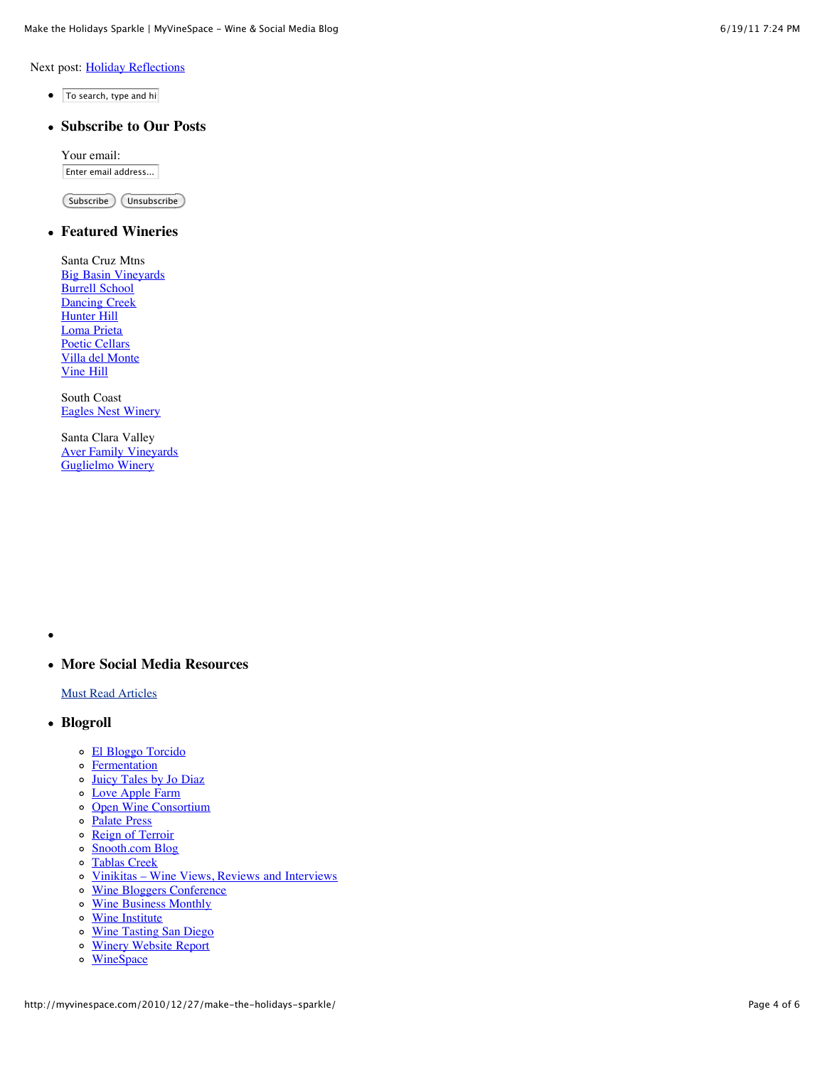Next post: Holiday Reflections

- To search, type and hi

- ### Subscribe to Our Posts

  Your email:

  Enter email address...

  Subscribe Unsubscribe

- ### Featured Wineries

  Santa Cruz Mtns
  Big Basin Vineyards
  Burrell School
  Dancing Creek
  Hunter Hill
  Loma Prieta
  Poetic Cellars
  Villa del Monte
  Vine Hill

  South Coast
  Eagles Nest Winery

  Santa Clara Valley
  Aver Family Vineyards
  Guglielmo Winery

- 

- ### More Social Media Resources

  Must Read Articles

- ### Blogroll

  - El Bloggo Torcido
  - Fermentation
  - Juicy Tales by Jo Diaz
  - Love Apple Farm
  - Open Wine Consortium
  - Palate Press
  - Reign of Terroir
  - Snooth.com Blog
  - Tablas Creek
  - Vinikitas – Wine Views, Reviews and Interviews
  - Wine Bloggers Conference
  - Wine Business Monthly
  - Wine Institute
  - Wine Tasting San Diego
  - Winery Website Report
  - WineSpace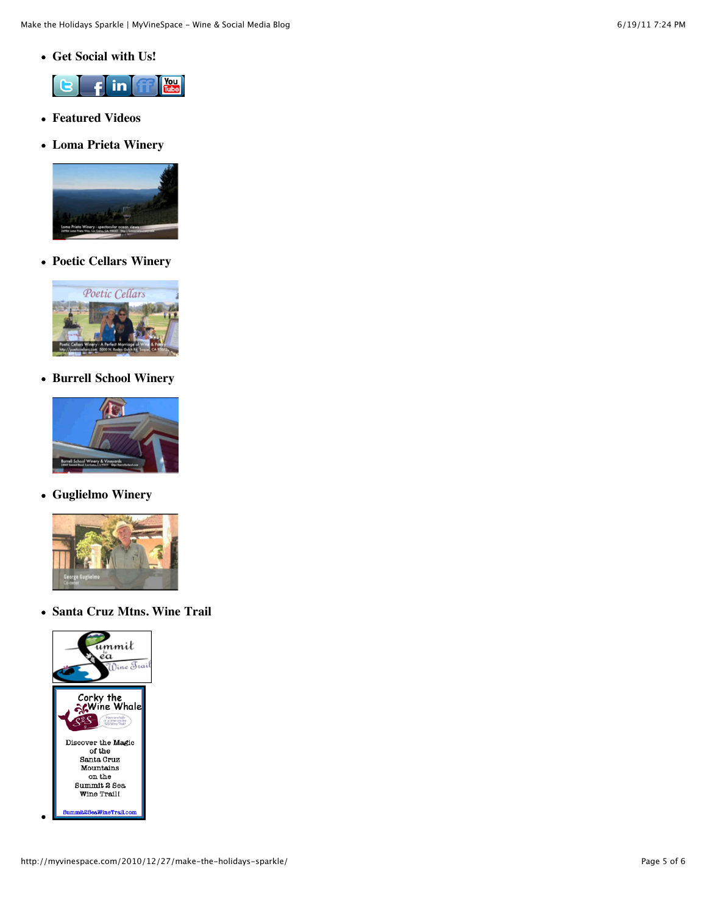- **Get Social with Us!**
- **Featured Videos**
- **Loma Prieta Winery**
- **Poetic Cellars Winery**
- **Burrell School Winery**
- **Guglielmo Winery**
- **Santa Cruz Mtns. Wine Trail**
-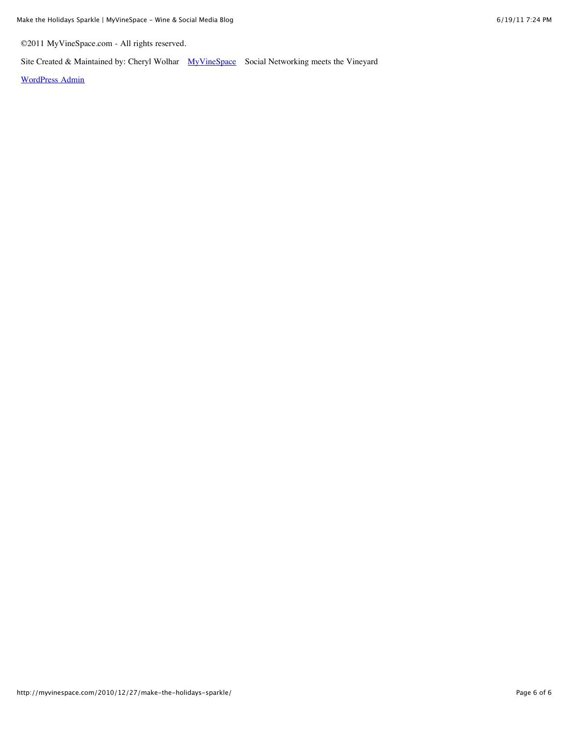©2011 MyVineSpace.com - All rights reserved.

Site Created & Maintained by: Cheryl Wolhar [MyVineSpace] Social Networking meets the Vineyard

[WordPress Admin]